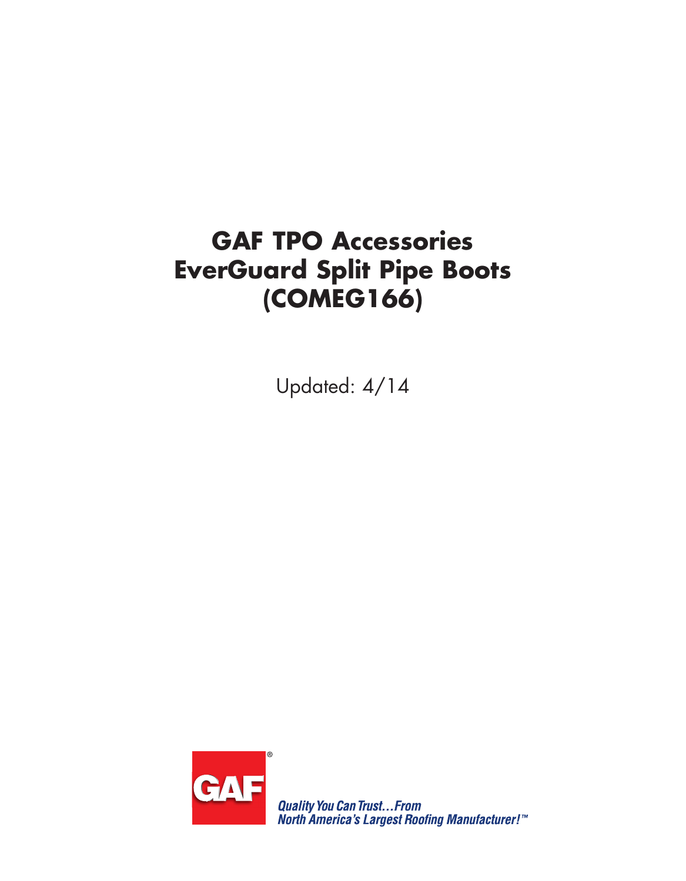# GAF TPO Accessories EverGuard Split Pipe Boots (COMEG166)

Updated: 4/14

GAF®

*Quality You Can Trust…From North America's Largest Roofing Manufacturer!™*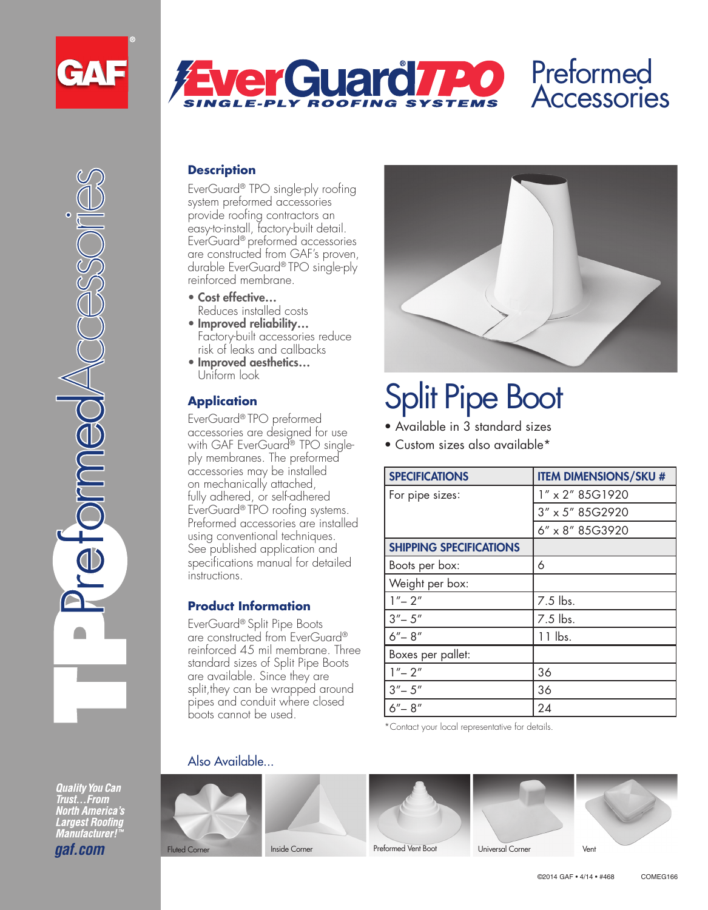# EverGuard® TPO Single-Ply Roofing Systems Preformed Accessories

## Description

EverGuard® TPO single-ply roofing system preformed accessories provide roofing contractors an easy-to-install, factory-built detail. EverGuard® preformed accessories are constructed from GAF's proven, durable EverGuard® TPO single-ply reinforced membrane.

- **Cost effective...** Reduces installed costs
- **Improved reliability...** Factory-built accessories reduce risk of leaks and callbacks
- **Improved aesthetics...** Uniform look

## Application

EverGuard® TPO preformed accessories are designed for use with GAF EverGuard® TPO single-ply membranes. The preformed accessories may be installed on mechanically attached, fully adhered, or self-adhered EverGuard® TPO roofing systems. Preformed accessories are installed using conventional techniques. See published application and specifications manual for detailed instructions.

## Product Information

EverGuard® Split Pipe Boots are constructed from EverGuard® reinforced 45 mil membrane. Three standard sizes of Split Pipe Boots are available. Since they are split,they can be wrapped around pipes and conduit where closed boots cannot be used.

# Split Pipe Boot

- Available in 3 standard sizes
- Custom sizes also available*

| SPECIFICATIONS | ITEM DIMENSIONS/SKU # |
|---|---|
| For pipe sizes: | 1″ x 2″ 85G1920 |
| | 3″ x 5″ 85G2920 |
| | 6″ x 8″ 85G3920 |
| **SHIPPING SPECIFICATIONS** | |
| Boots per box: | 6 |
| Weight per box: | |
| 1″– 2″ | 7.5 lbs. |
| 3″– 5″ | 7.5 lbs. |
| 6″– 8″ | 11 lbs. |
| Boxes per pallet: | |
| 1″– 2″ | 36 |
| 3″– 5″ | 36 |
| 6″– 8″ | 24 |

*Contact your local representative for details.

Also Available...

Fluted Corner

Inside Corner

Preformed Vent Boot

Universal Corner

Vent

*Quality You Can Trust…From North America's Largest Roofing Manufacturer!™*

gaf.com

©2014 GAF • 4/14 • #468 COMEG166